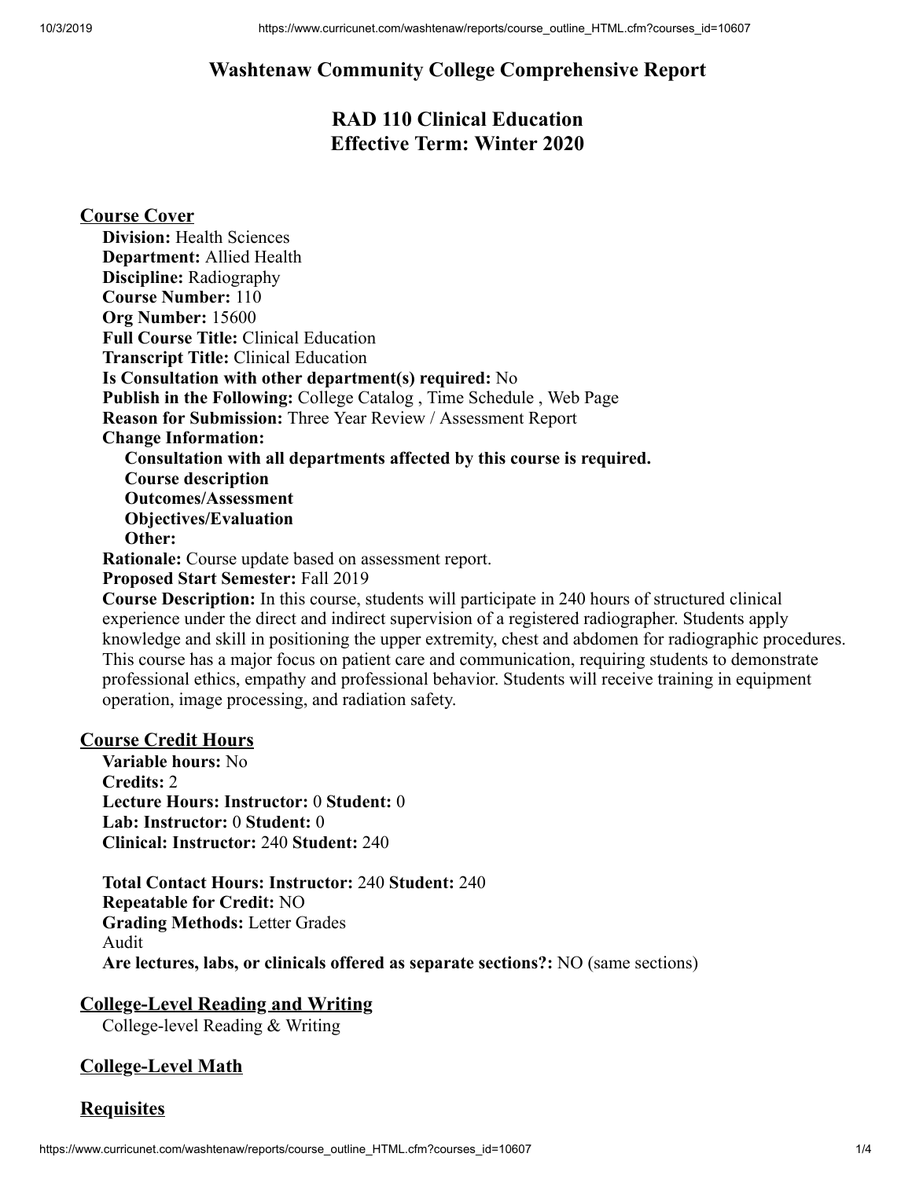# Washtenaw Community College Comprehensive Report

## RAD 110 Clinical Education
## Effective Term: Winter 2020

### Course Cover

**Division:** Health Sciences
**Department:** Allied Health
**Discipline:** Radiography
**Course Number:** 110
**Org Number:** 15600
**Full Course Title:** Clinical Education
**Transcript Title:** Clinical Education
**Is Consultation with other department(s) required:** No
**Publish in the Following:** College Catalog , Time Schedule , Web Page
**Reason for Submission:** Three Year Review / Assessment Report
**Change Information:**

- **Consultation with all departments affected by this course is required.**
- **Course description**
- **Outcomes/Assessment**
- **Objectives/Evaluation**
- **Other:**

**Rationale:** Course update based on assessment report.
**Proposed Start Semester:** Fall 2019
**Course Description:** In this course, students will participate in 240 hours of structured clinical experience under the direct and indirect supervision of a registered radiographer. Students apply knowledge and skill in positioning the upper extremity, chest and abdomen for radiographic procedures. This course has a major focus on patient care and communication, requiring students to demonstrate professional ethics, empathy and professional behavior. Students will receive training in equipment operation, image processing, and radiation safety.

### Course Credit Hours

**Variable hours:** No
**Credits:** 2
**Lecture Hours: Instructor:** 0 **Student:** 0
**Lab: Instructor:** 0 **Student:** 0
**Clinical: Instructor:** 240 **Student:** 240

**Total Contact Hours: Instructor:** 240 **Student:** 240
**Repeatable for Credit:** NO
**Grading Methods:** Letter Grades
Audit
**Are lectures, labs, or clinicals offered as separate sections?:** NO (same sections)

### College-Level Reading and Writing

College-level Reading & Writing

### College-Level Math

### Requisites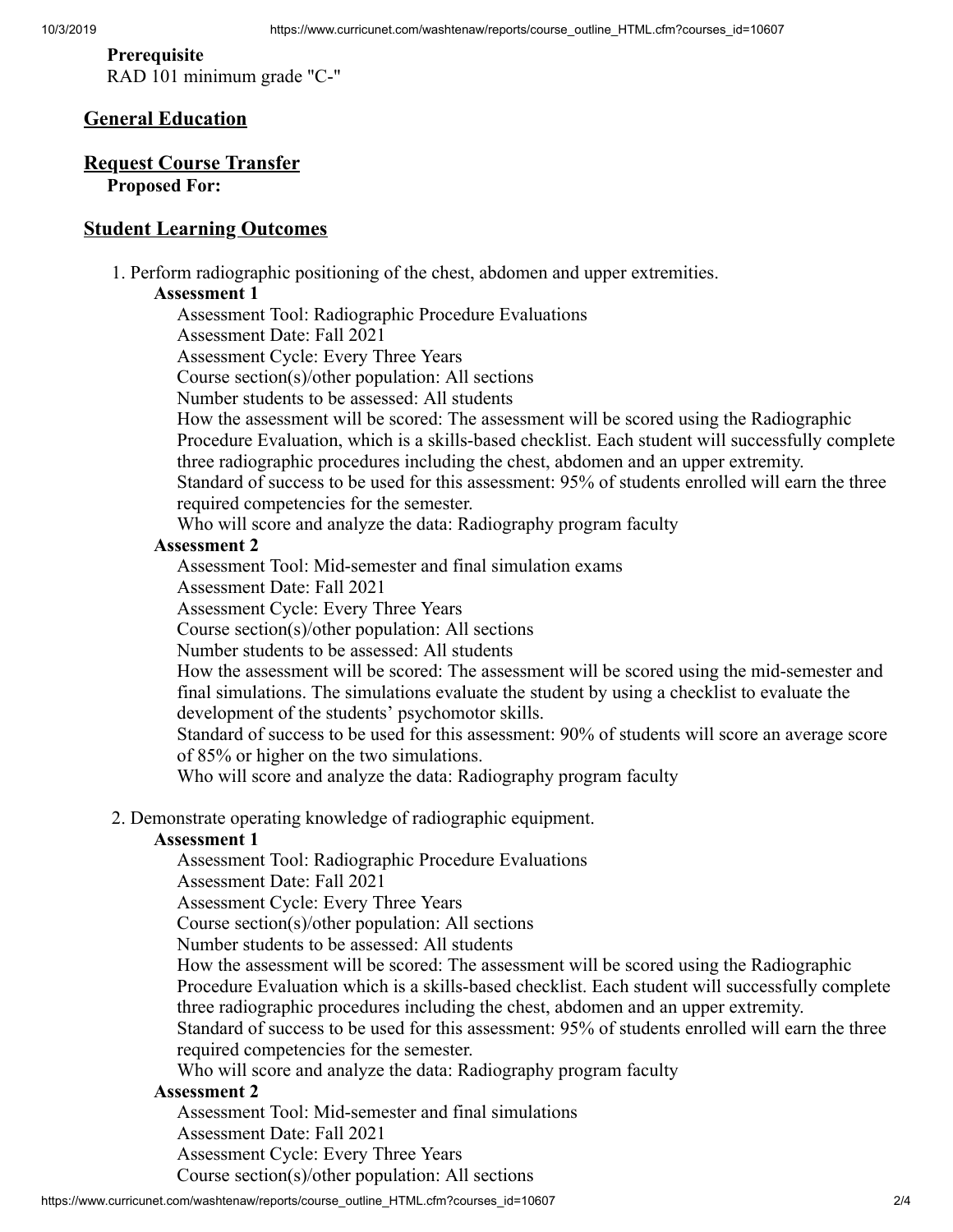**Prerequisite**
RAD 101 minimum grade "C-"

## General Education

## Request Course Transfer

**Proposed For:**

## Student Learning Outcomes

1. Perform radiographic positioning of the chest, abdomen and upper extremities.

   **Assessment 1**

   Assessment Tool: Radiographic Procedure Evaluations
   Assessment Date: Fall 2021
   Assessment Cycle: Every Three Years
   Course section(s)/other population: All sections
   Number students to be assessed: All students
   How the assessment will be scored: The assessment will be scored using the Radiographic Procedure Evaluation, which is a skills-based checklist. Each student will successfully complete three radiographic procedures including the chest, abdomen and an upper extremity.
   Standard of success to be used for this assessment: 95% of students enrolled will earn the three required competencies for the semester.
   Who will score and analyze the data: Radiography program faculty

   **Assessment 2**

   Assessment Tool: Mid-semester and final simulation exams
   Assessment Date: Fall 2021
   Assessment Cycle: Every Three Years
   Course section(s)/other population: All sections
   Number students to be assessed: All students
   How the assessment will be scored: The assessment will be scored using the mid-semester and final simulations. The simulations evaluate the student by using a checklist to evaluate the development of the students' psychomotor skills.
   Standard of success to be used for this assessment: 90% of students will score an average score of 85% or higher on the two simulations.
   Who will score and analyze the data: Radiography program faculty

2. Demonstrate operating knowledge of radiographic equipment.

   **Assessment 1**

   Assessment Tool: Radiographic Procedure Evaluations
   Assessment Date: Fall 2021
   Assessment Cycle: Every Three Years
   Course section(s)/other population: All sections
   Number students to be assessed: All students
   How the assessment will be scored: The assessment will be scored using the Radiographic Procedure Evaluation which is a skills-based checklist. Each student will successfully complete three radiographic procedures including the chest, abdomen and an upper extremity.
   Standard of success to be used for this assessment: 95% of students enrolled will earn the three required competencies for the semester.
   Who will score and analyze the data: Radiography program faculty

   **Assessment 2**

   Assessment Tool: Mid-semester and final simulations
   Assessment Date: Fall 2021
   Assessment Cycle: Every Three Years
   Course section(s)/other population: All sections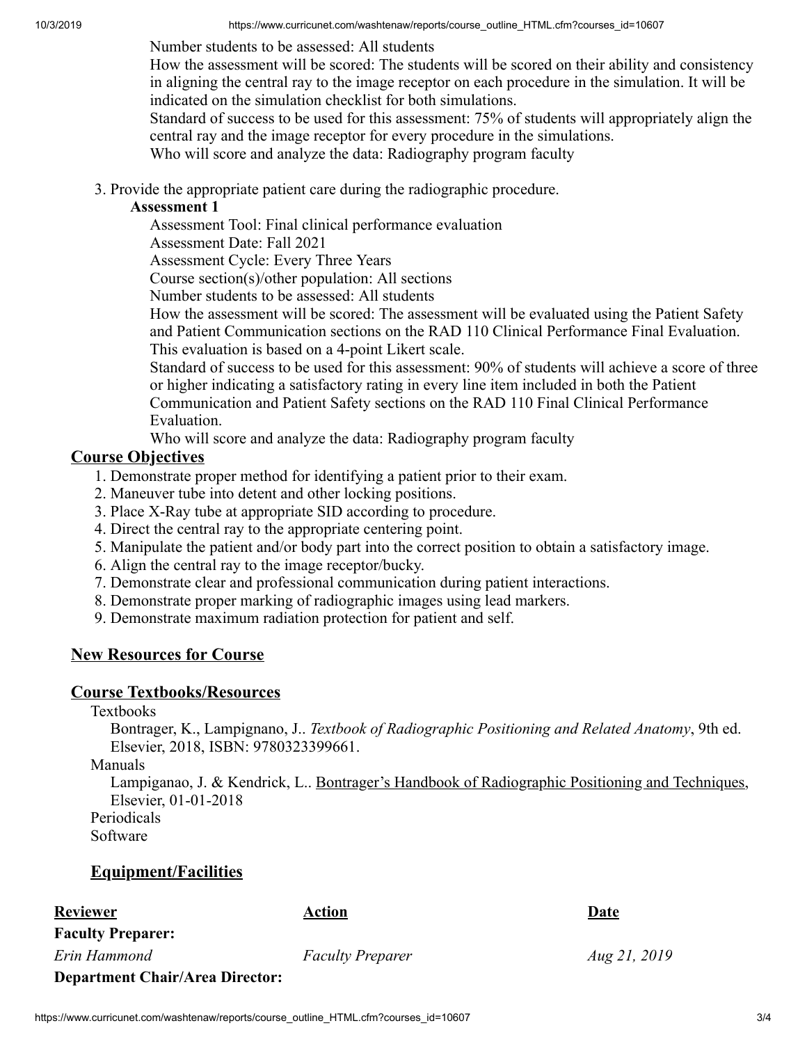Number students to be assessed: All students

How the assessment will be scored: The students will be scored on their ability and consistency in aligning the central ray to the image receptor on each procedure in the simulation. It will be indicated on the simulation checklist for both simulations.

Standard of success to be used for this assessment: 75% of students will appropriately align the central ray and the image receptor for every procedure in the simulations.

Who will score and analyze the data: Radiography program faculty

3. Provide the appropriate patient care during the radiographic procedure.

**Assessment 1**

Assessment Tool: Final clinical performance evaluation

Assessment Date: Fall 2021

Assessment Cycle: Every Three Years

Course section(s)/other population: All sections

Number students to be assessed: All students

How the assessment will be scored: The assessment will be evaluated using the Patient Safety and Patient Communication sections on the RAD 110 Clinical Performance Final Evaluation. This evaluation is based on a 4-point Likert scale.

Standard of success to be used for this assessment: 90% of students will achieve a score of three or higher indicating a satisfactory rating in every line item included in both the Patient Communication and Patient Safety sections on the RAD 110 Final Clinical Performance Evaluation.

Who will score and analyze the data: Radiography program faculty

## Course Objectives

1. Demonstrate proper method for identifying a patient prior to their exam.
2. Maneuver tube into detent and other locking positions.
3. Place X-Ray tube at appropriate SID according to procedure.
4. Direct the central ray to the appropriate centering point.
5. Manipulate the patient and/or body part into the correct position to obtain a satisfactory image.
6. Align the central ray to the image receptor/bucky.
7. Demonstrate clear and professional communication during patient interactions.
8. Demonstrate proper marking of radiographic images using lead markers.
9. Demonstrate maximum radiation protection for patient and self.

## New Resources for Course

## Course Textbooks/Resources

Textbooks

Bontrager, K., Lampignano, J.. *Textbook of Radiographic Positioning and Related Anatomy*, 9th ed. Elsevier, 2018, ISBN: 9780323399661.

Manuals

Lampiganao, J. & Kendrick, L.. Bontrager's Handbook of Radiographic Positioning and Techniques, Elsevier, 01-01-2018

Periodicals

Software

## Equipment/Facilities

| Reviewer | Action | Date |
|---|---|---|
| **Faculty Preparer:** | | |
| *Erin Hammond* | *Faculty Preparer* | *Aug 21, 2019* |
| **Department Chair/Area Director:** | | |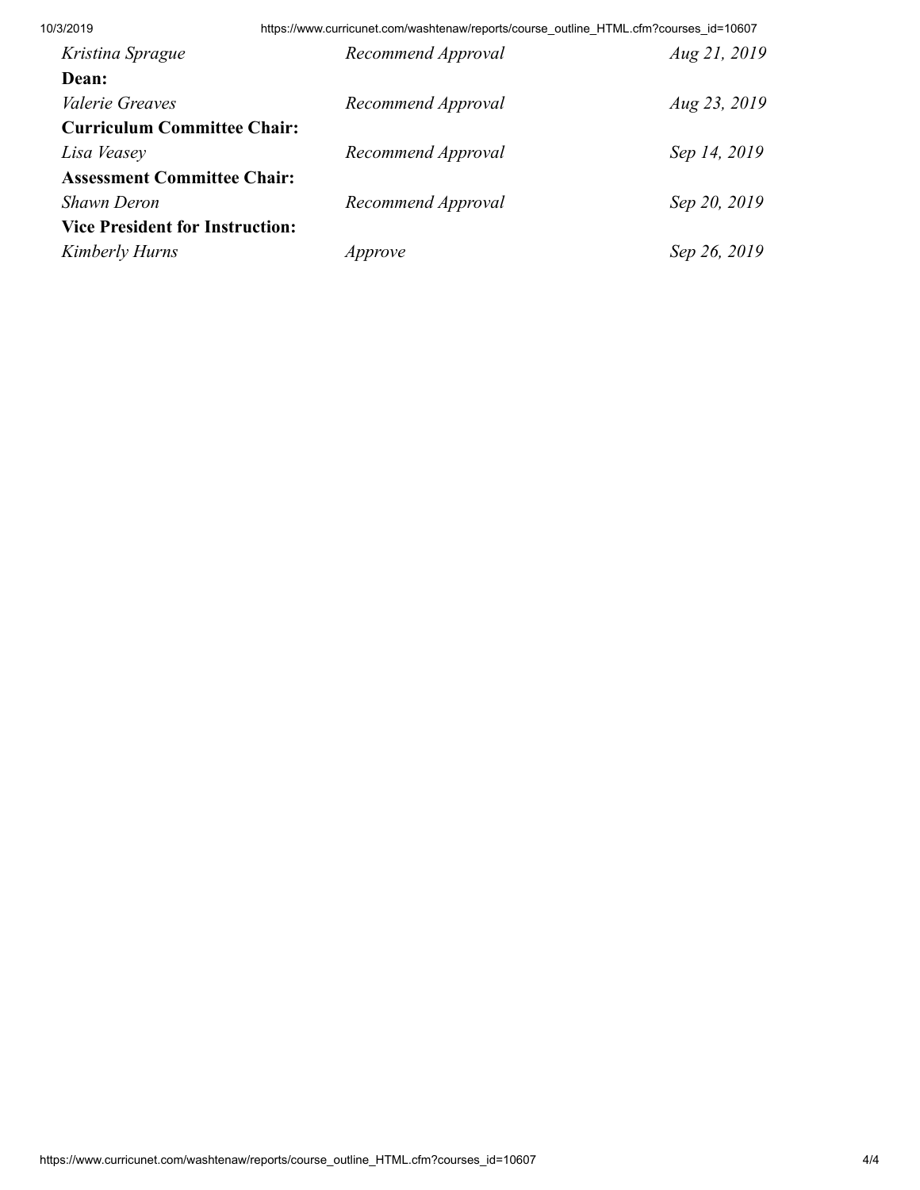*Kristina Sprague* *Recommend Approval* *Aug 21, 2019*

**Dean:**

*Valerie Greaves* *Recommend Approval* *Aug 23, 2019*

**Curriculum Committee Chair:**

*Lisa Veasey* *Recommend Approval* *Sep 14, 2019*

**Assessment Committee Chair:**

*Shawn Deron* *Recommend Approval* *Sep 20, 2019*

**Vice President for Instruction:**

*Kimberly Hurns* *Approve* *Sep 26, 2019*